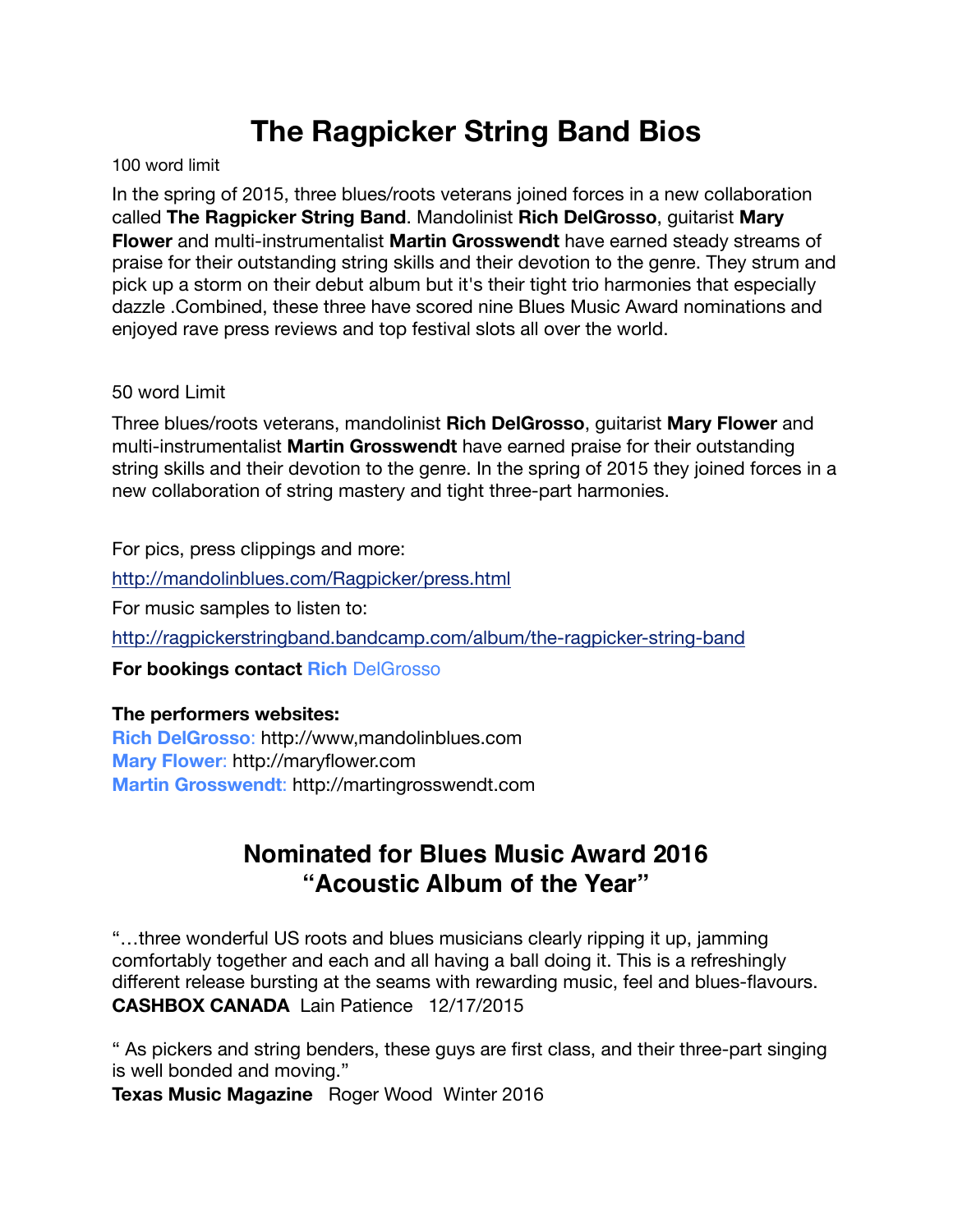# The Ragpicker String Band Bios

100 word limit

In the spring of 2015, three blues/roots veterans joined forces in a new collaboration called **The Ragpicker String Band**. Mandolinist **Rich DelGrosso**, guitarist **Mary Flower** and multi-instrumentalist **Martin Grosswendt** have earned steady streams of praise for their outstanding string skills and their devotion to the genre. They strum and pick up a storm on their debut album but it's their tight trio harmonies that especially dazzle .Combined, these three have scored nine Blues Music Award nominations and enjoyed rave press reviews and top festival slots all over the world.

50 word Limit

Three blues/roots veterans, mandolinist **Rich DelGrosso**, guitarist **Mary Flower** and multi-instrumentalist **Martin Grosswendt** have earned praise for their outstanding string skills and their devotion to the genre. In the spring of 2015 they joined forces in a new collaboration of string mastery and tight three-part harmonies.

For pics, press clippings and more:

http://mandolinblues.com/Ragpicker/press.html

For music samples to listen to:

http://ragpickerstringband.bandcamp.com/album/the-ragpicker-string-band

**For bookings contact Rich** DelGrosso

**The performers websites:**
**Rich DelGrosso**: http://www,mandolinblues.com
**Mary Flower**: http://maryflower.com
**Martin Grosswendt**: http://martingrosswendt.com

## Nominated for Blues Music Award 2016
## "Acoustic Album of the Year"

"…three wonderful US roots and blues musicians clearly ripping it up, jamming comfortably together and each and all having a ball doing it. This is a refreshingly different release bursting at the seams with rewarding music, feel and blues-flavours.
**CASHBOX CANADA** Lain Patience 12/17/2015

" As pickers and string benders, these guys are first class, and their three-part singing is well bonded and moving."
**Texas Music Magazine** Roger Wood Winter 2016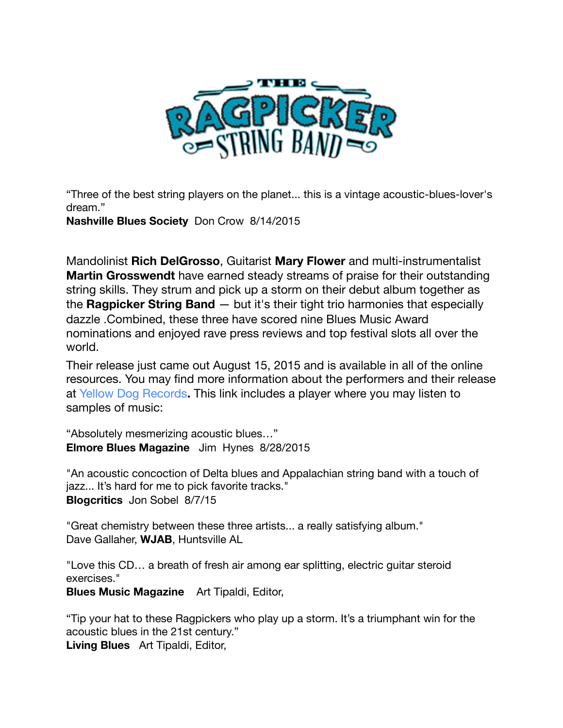# THE RAGPICKER STRING BAND

"Three of the best string players on the planet... this is a vintage acoustic-blues-lover's dream."
**Nashville Blues Society** Don Crow 8/14/2015

Mandolinist **Rich DelGrosso**, Guitarist **Mary Flower** and multi-instrumentalist **Martin Grosswendt** have earned steady streams of praise for their outstanding string skills. They strum and pick up a storm on their debut album together as the **Ragpicker String Band** — but it's their tight trio harmonies that especially dazzle .Combined, these three have scored nine Blues Music Award nominations and enjoyed rave press reviews and top festival slots all over the world.

Their release just came out August 15, 2015 and is available in all of the online resources. You may find more information about the performers and their release at Yellow Dog Records**.** This link includes a player where you may listen to samples of music:

"Absolutely mesmerizing acoustic blues…"
**Elmore Blues Magazine** Jim Hynes 8/28/2015

"An acoustic concoction of Delta blues and Appalachian string band with a touch of jazz... It's hard for me to pick favorite tracks."
**Blogcritics** Jon Sobel 8/7/15

"Great chemistry between these three artists... a really satisfying album."
Dave Gallaher, **WJAB**, Huntsville AL

"Love this CD… a breath of fresh air among ear splitting, electric guitar steroid exercises."
**Blues Music Magazine** Art Tipaldi, Editor,

"Tip your hat to these Ragpickers who play up a storm. It's a triumphant win for the acoustic blues in the 21st century."
**Living Blues** Art Tipaldi, Editor,